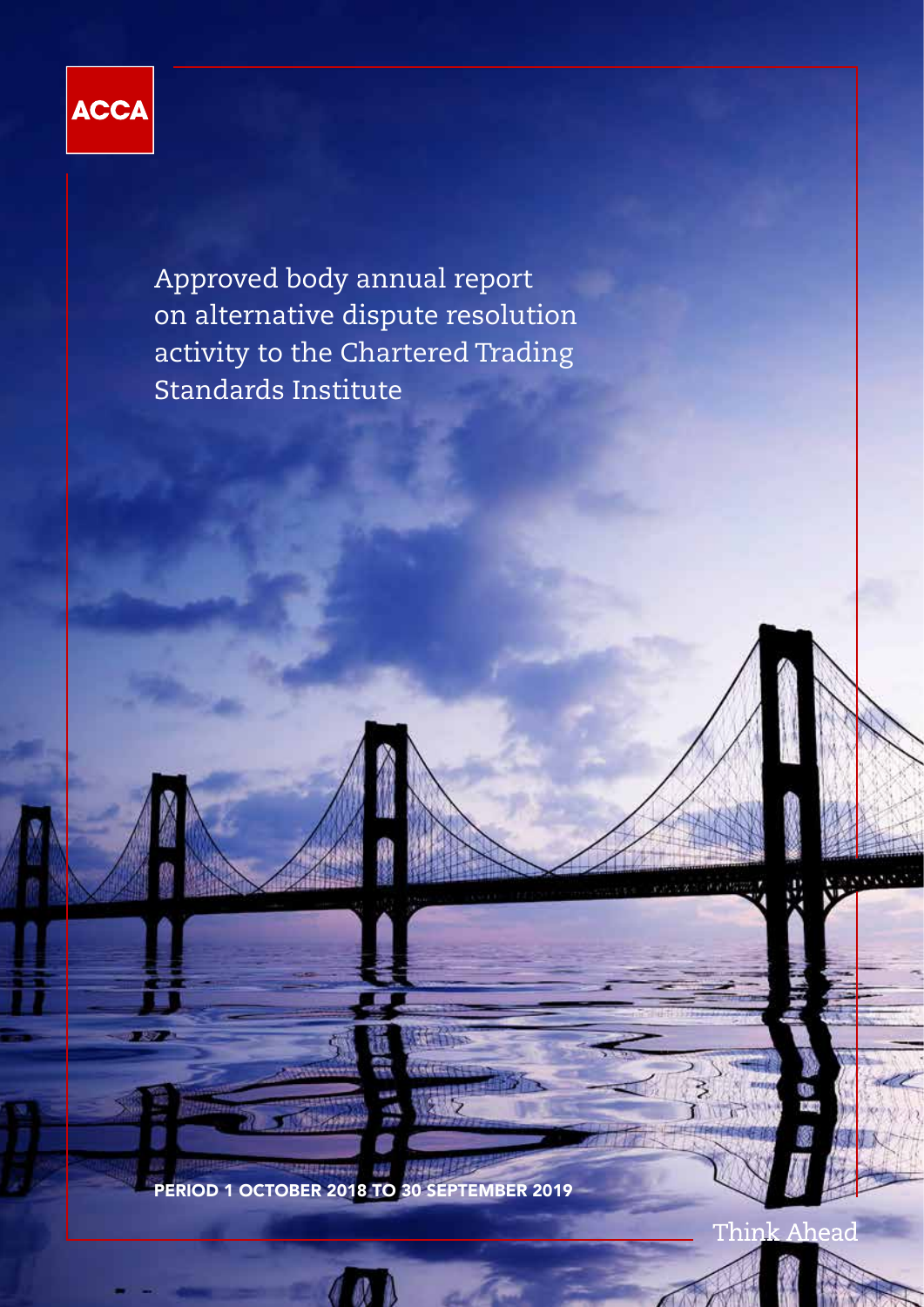ACCA

# Approved body annual report on alternative dispute resolution activity to the Chartered Trading Standards Institute

**PERIOD 1 OCTOBER 2018 TO 30 SEPTEMBER 2019**

Think Ahead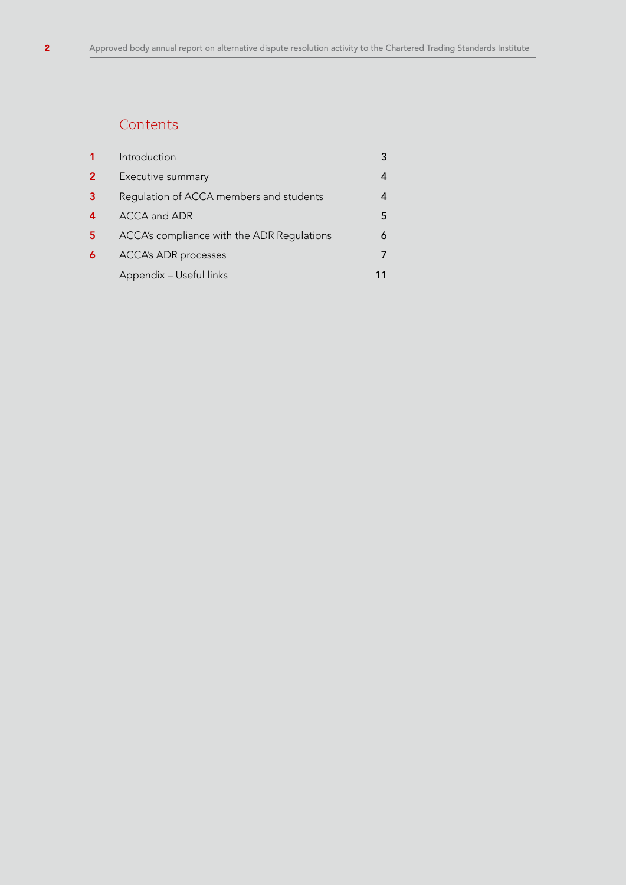## Contents

| | | |
|---|---|---|
| 1 | Introduction | 3 |
| 2 | Executive summary | 4 |
| 3 | Regulation of ACCA members and students | 4 |
| 4 | ACCA and ADR | 5 |
| 5 | ACCA's compliance with the ADR Regulations | 6 |
| 6 | ACCA's ADR processes | 7 |
| | Appendix – Useful links | 11 |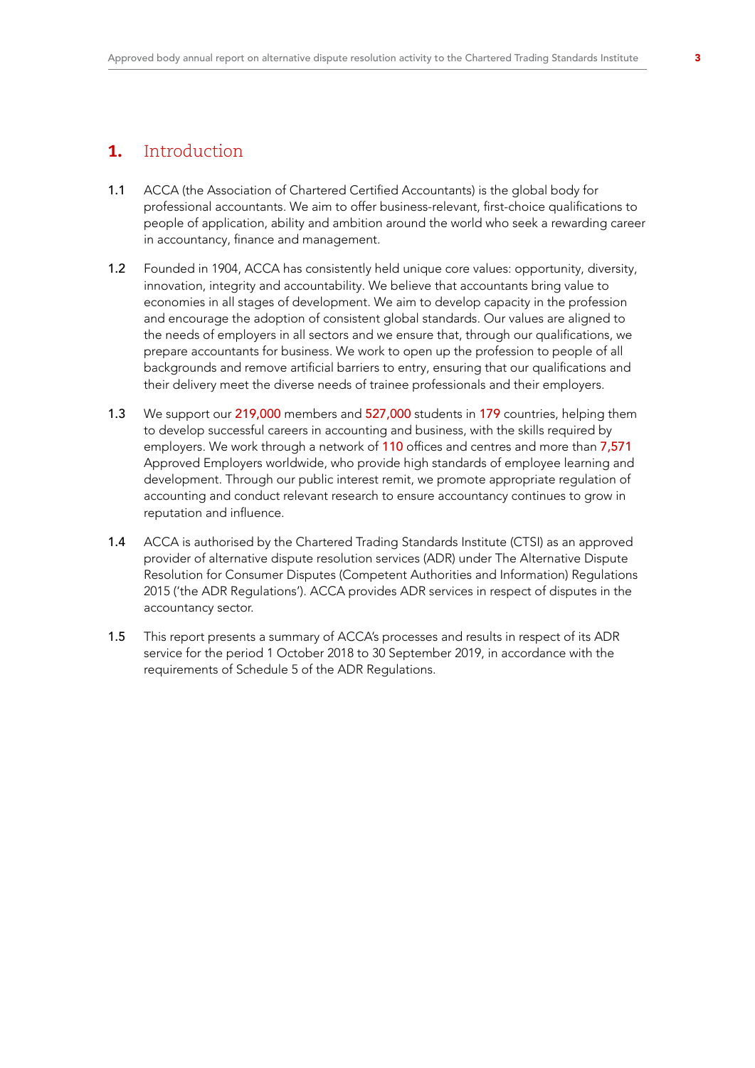# 1. Introduction

1.1 ACCA (the Association of Chartered Certified Accountants) is the global body for professional accountants. We aim to offer business-relevant, first-choice qualifications to people of application, ability and ambition around the world who seek a rewarding career in accountancy, finance and management.

1.2 Founded in 1904, ACCA has consistently held unique core values: opportunity, diversity, innovation, integrity and accountability. We believe that accountants bring value to economies in all stages of development. We aim to develop capacity in the profession and encourage the adoption of consistent global standards. Our values are aligned to the needs of employers in all sectors and we ensure that, through our qualifications, we prepare accountants for business. We work to open up the profession to people of all backgrounds and remove artificial barriers to entry, ensuring that our qualifications and their delivery meet the diverse needs of trainee professionals and their employers.

1.3 We support our 219,000 members and 527,000 students in 179 countries, helping them to develop successful careers in accounting and business, with the skills required by employers. We work through a network of 110 offices and centres and more than 7,571 Approved Employers worldwide, who provide high standards of employee learning and development. Through our public interest remit, we promote appropriate regulation of accounting and conduct relevant research to ensure accountancy continues to grow in reputation and influence.

1.4 ACCA is authorised by the Chartered Trading Standards Institute (CTSI) as an approved provider of alternative dispute resolution services (ADR) under The Alternative Dispute Resolution for Consumer Disputes (Competent Authorities and Information) Regulations 2015 ('the ADR Regulations'). ACCA provides ADR services in respect of disputes in the accountancy sector.

1.5 This report presents a summary of ACCA's processes and results in respect of its ADR service for the period 1 October 2018 to 30 September 2019, in accordance with the requirements of Schedule 5 of the ADR Regulations.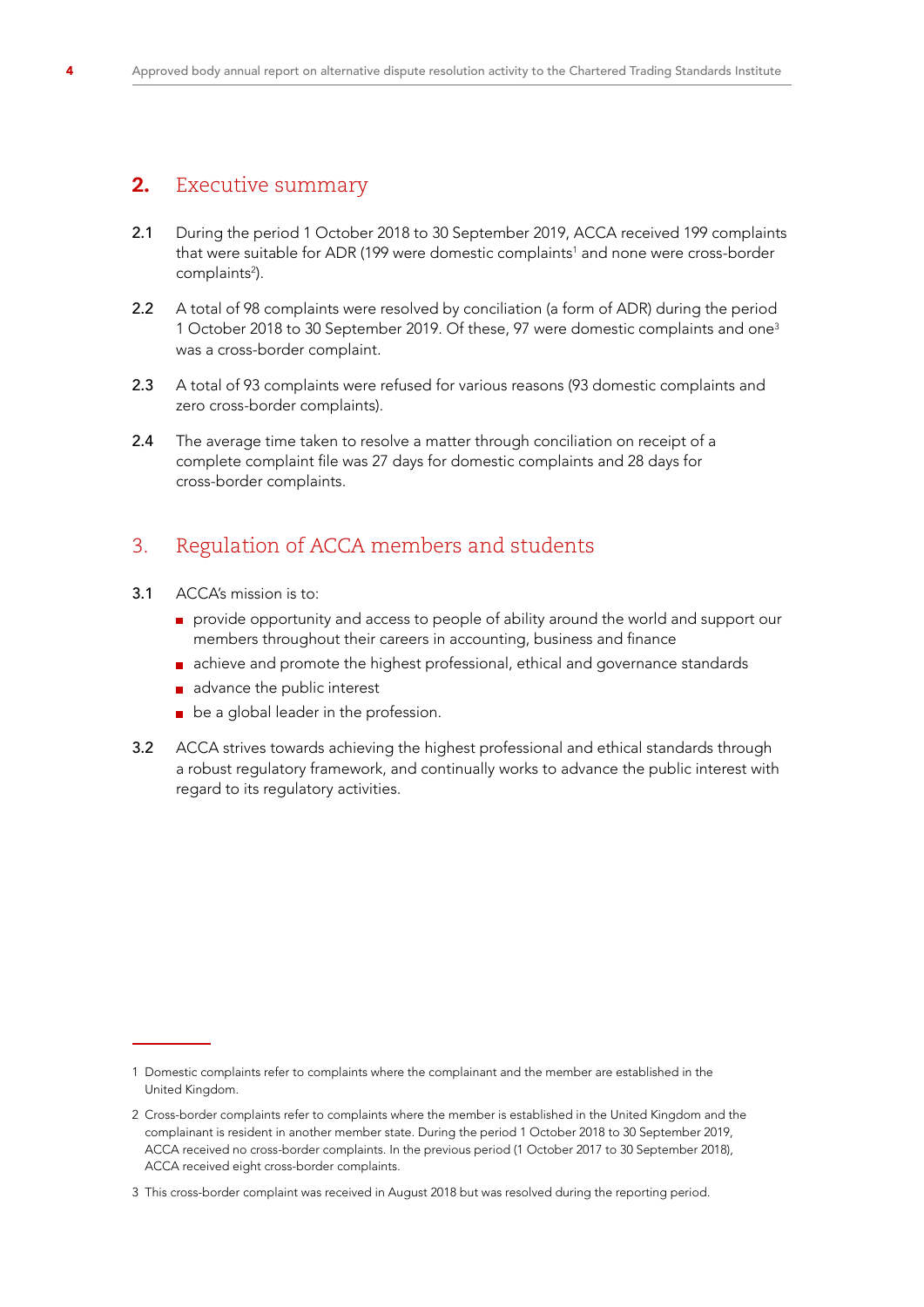## 2. Executive summary

**2.1** During the period 1 October 2018 to 30 September 2019, ACCA received 199 complaints that were suitable for ADR (199 were domestic complaints[1] and none were cross-border complaints[2]).

**2.2** A total of 98 complaints were resolved by conciliation (a form of ADR) during the period 1 October 2018 to 30 September 2019. Of these, 97 were domestic complaints and one[3] was a cross-border complaint.

**2.3** A total of 93 complaints were refused for various reasons (93 domestic complaints and zero cross-border complaints).

**2.4** The average time taken to resolve a matter through conciliation on receipt of a complete complaint file was 27 days for domestic complaints and 28 days for cross-border complaints.

## 3. Regulation of ACCA members and students

**3.1** ACCA's mission is to:

- provide opportunity and access to people of ability around the world and support our members throughout their careers in accounting, business and finance
- achieve and promote the highest professional, ethical and governance standards
- advance the public interest
- be a global leader in the profession.

**3.2** ACCA strives towards achieving the highest professional and ethical standards through a robust regulatory framework, and continually works to advance the public interest with regard to its regulatory activities.

---

1 Domestic complaints refer to complaints where the complainant and the member are established in the United Kingdom.

2 Cross-border complaints refer to complaints where the member is established in the United Kingdom and the complainant is resident in another member state. During the period 1 October 2018 to 30 September 2019, ACCA received no cross-border complaints. In the previous period (1 October 2017 to 30 September 2018), ACCA received eight cross-border complaints.

3 This cross-border complaint was received in August 2018 but was resolved during the reporting period.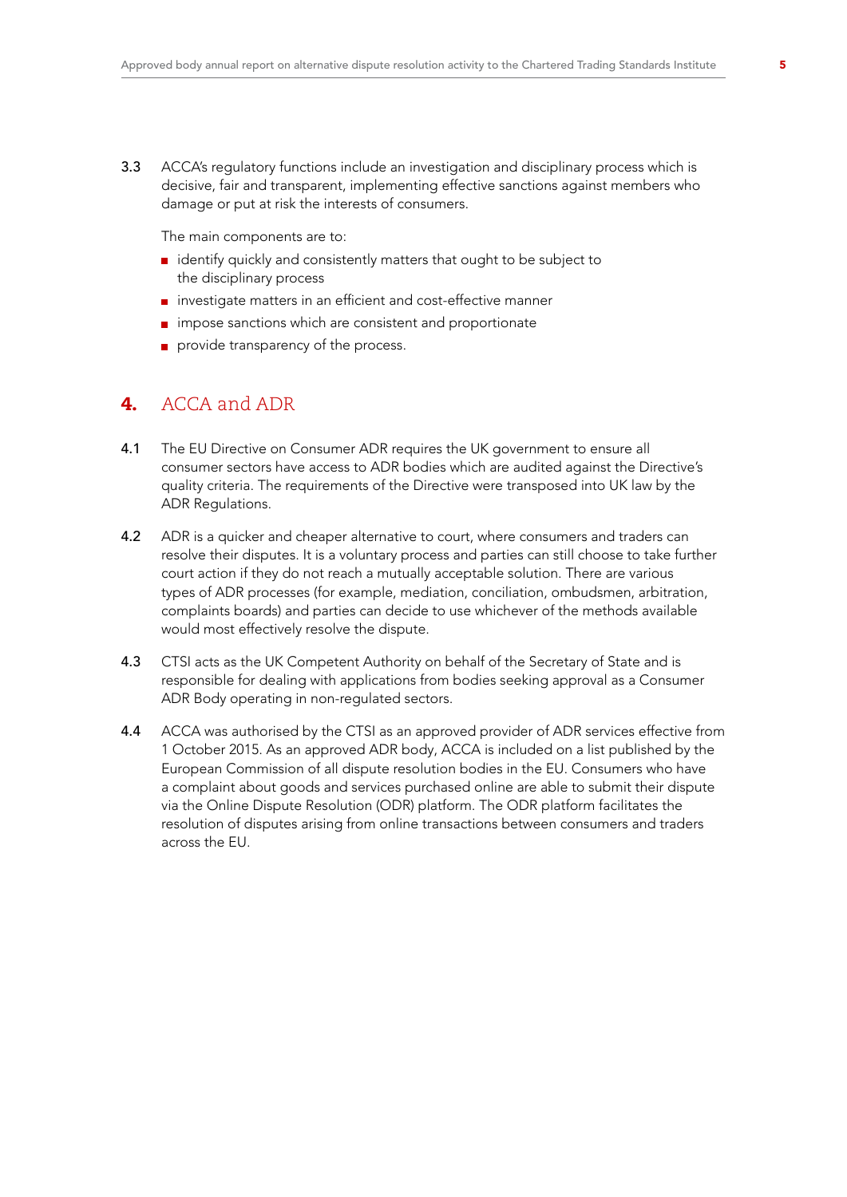3.3 ACCA's regulatory functions include an investigation and disciplinary process which is decisive, fair and transparent, implementing effective sanctions against members who damage or put at risk the interests of consumers.

The main components are to:

- identify quickly and consistently matters that ought to be subject to the disciplinary process
- investigate matters in an efficient and cost-effective manner
- impose sanctions which are consistent and proportionate
- provide transparency of the process.

## 4. ACCA and ADR

4.1 The EU Directive on Consumer ADR requires the UK government to ensure all consumer sectors have access to ADR bodies which are audited against the Directive's quality criteria. The requirements of the Directive were transposed into UK law by the ADR Regulations.

4.2 ADR is a quicker and cheaper alternative to court, where consumers and traders can resolve their disputes. It is a voluntary process and parties can still choose to take further court action if they do not reach a mutually acceptable solution. There are various types of ADR processes (for example, mediation, conciliation, ombudsmen, arbitration, complaints boards) and parties can decide to use whichever of the methods available would most effectively resolve the dispute.

4.3 CTSI acts as the UK Competent Authority on behalf of the Secretary of State and is responsible for dealing with applications from bodies seeking approval as a Consumer ADR Body operating in non-regulated sectors.

4.4 ACCA was authorised by the CTSI as an approved provider of ADR services effective from 1 October 2015. As an approved ADR body, ACCA is included on a list published by the European Commission of all dispute resolution bodies in the EU. Consumers who have a complaint about goods and services purchased online are able to submit their dispute via the Online Dispute Resolution (ODR) platform. The ODR platform facilitates the resolution of disputes arising from online transactions between consumers and traders across the EU.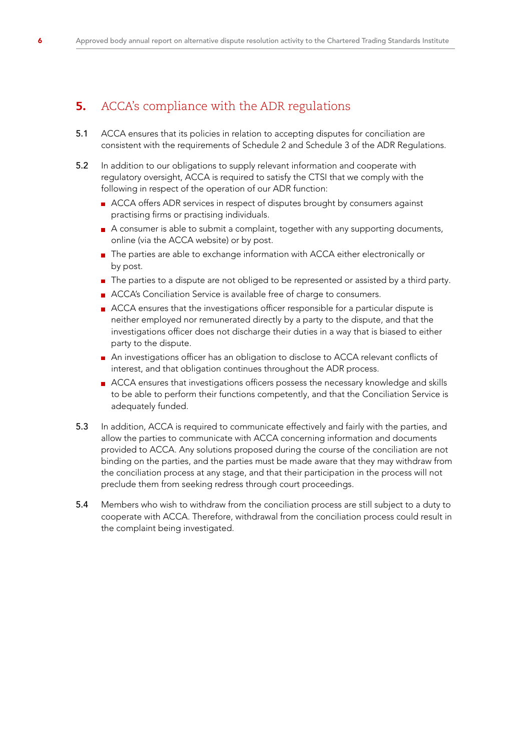## 5. ACCA's compliance with the ADR regulations

5.1 ACCA ensures that its policies in relation to accepting disputes for conciliation are consistent with the requirements of Schedule 2 and Schedule 3 of the ADR Regulations.

5.2 In addition to our obligations to supply relevant information and cooperate with regulatory oversight, ACCA is required to satisfy the CTSI that we comply with the following in respect of the operation of our ADR function:

- ACCA offers ADR services in respect of disputes brought by consumers against practising firms or practising individuals.
- A consumer is able to submit a complaint, together with any supporting documents, online (via the ACCA website) or by post.
- The parties are able to exchange information with ACCA either electronically or by post.
- The parties to a dispute are not obliged to be represented or assisted by a third party.
- ACCA's Conciliation Service is available free of charge to consumers.
- ACCA ensures that the investigations officer responsible for a particular dispute is neither employed nor remunerated directly by a party to the dispute, and that the investigations officer does not discharge their duties in a way that is biased to either party to the dispute.
- An investigations officer has an obligation to disclose to ACCA relevant conflicts of interest, and that obligation continues throughout the ADR process.
- ACCA ensures that investigations officers possess the necessary knowledge and skills to be able to perform their functions competently, and that the Conciliation Service is adequately funded.

5.3 In addition, ACCA is required to communicate effectively and fairly with the parties, and allow the parties to communicate with ACCA concerning information and documents provided to ACCA. Any solutions proposed during the course of the conciliation are not binding on the parties, and the parties must be made aware that they may withdraw from the conciliation process at any stage, and that their participation in the process will not preclude them from seeking redress through court proceedings.

5.4 Members who wish to withdraw from the conciliation process are still subject to a duty to cooperate with ACCA. Therefore, withdrawal from the conciliation process could result in the complaint being investigated.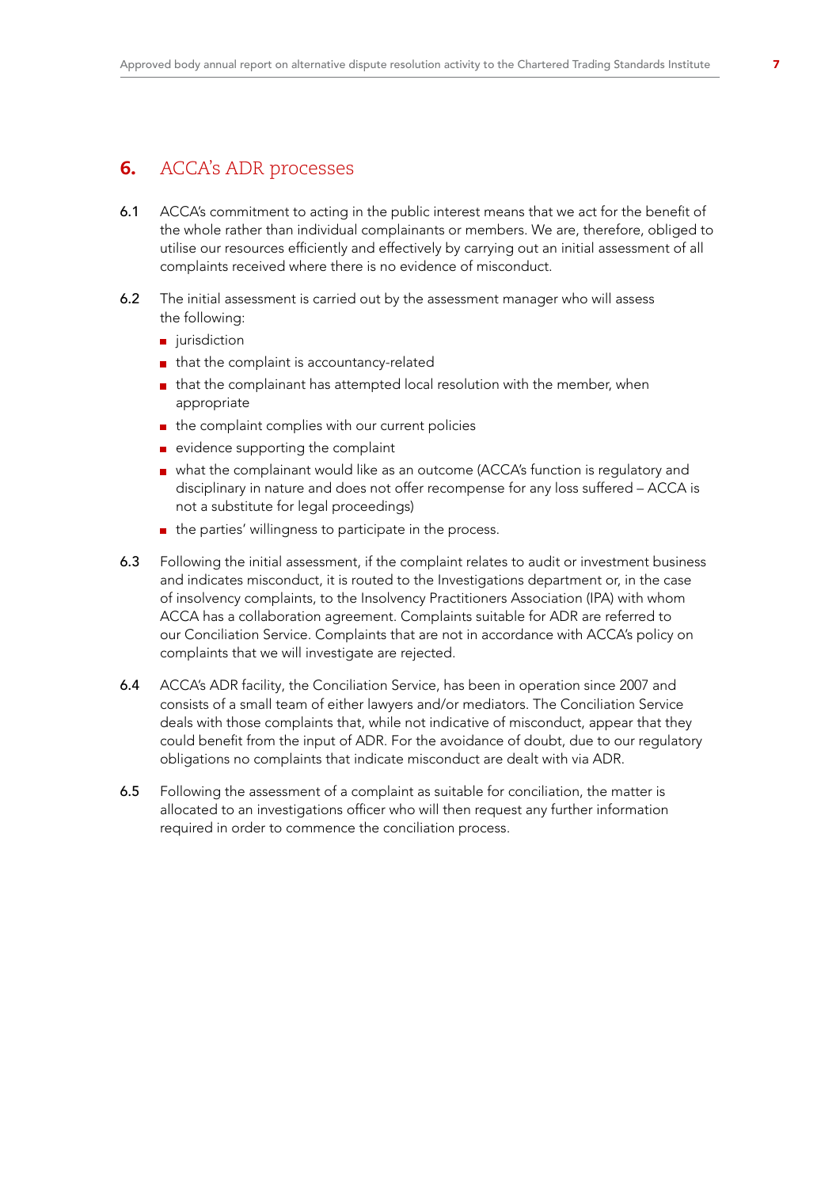## 6. ACCA's ADR processes

6.1 ACCA's commitment to acting in the public interest means that we act for the benefit of the whole rather than individual complainants or members. We are, therefore, obliged to utilise our resources efficiently and effectively by carrying out an initial assessment of all complaints received where there is no evidence of misconduct.

6.2 The initial assessment is carried out by the assessment manager who will assess the following:

- jurisdiction
- that the complaint is accountancy-related
- that the complainant has attempted local resolution with the member, when appropriate
- the complaint complies with our current policies
- evidence supporting the complaint
- what the complainant would like as an outcome (ACCA's function is regulatory and disciplinary in nature and does not offer recompense for any loss suffered – ACCA is not a substitute for legal proceedings)
- the parties' willingness to participate in the process.

6.3 Following the initial assessment, if the complaint relates to audit or investment business and indicates misconduct, it is routed to the Investigations department or, in the case of insolvency complaints, to the Insolvency Practitioners Association (IPA) with whom ACCA has a collaboration agreement. Complaints suitable for ADR are referred to our Conciliation Service. Complaints that are not in accordance with ACCA's policy on complaints that we will investigate are rejected.

6.4 ACCA's ADR facility, the Conciliation Service, has been in operation since 2007 and consists of a small team of either lawyers and/or mediators. The Conciliation Service deals with those complaints that, while not indicative of misconduct, appear that they could benefit from the input of ADR. For the avoidance of doubt, due to our regulatory obligations no complaints that indicate misconduct are dealt with via ADR.

6.5 Following the assessment of a complaint as suitable for conciliation, the matter is allocated to an investigations officer who will then request any further information required in order to commence the conciliation process.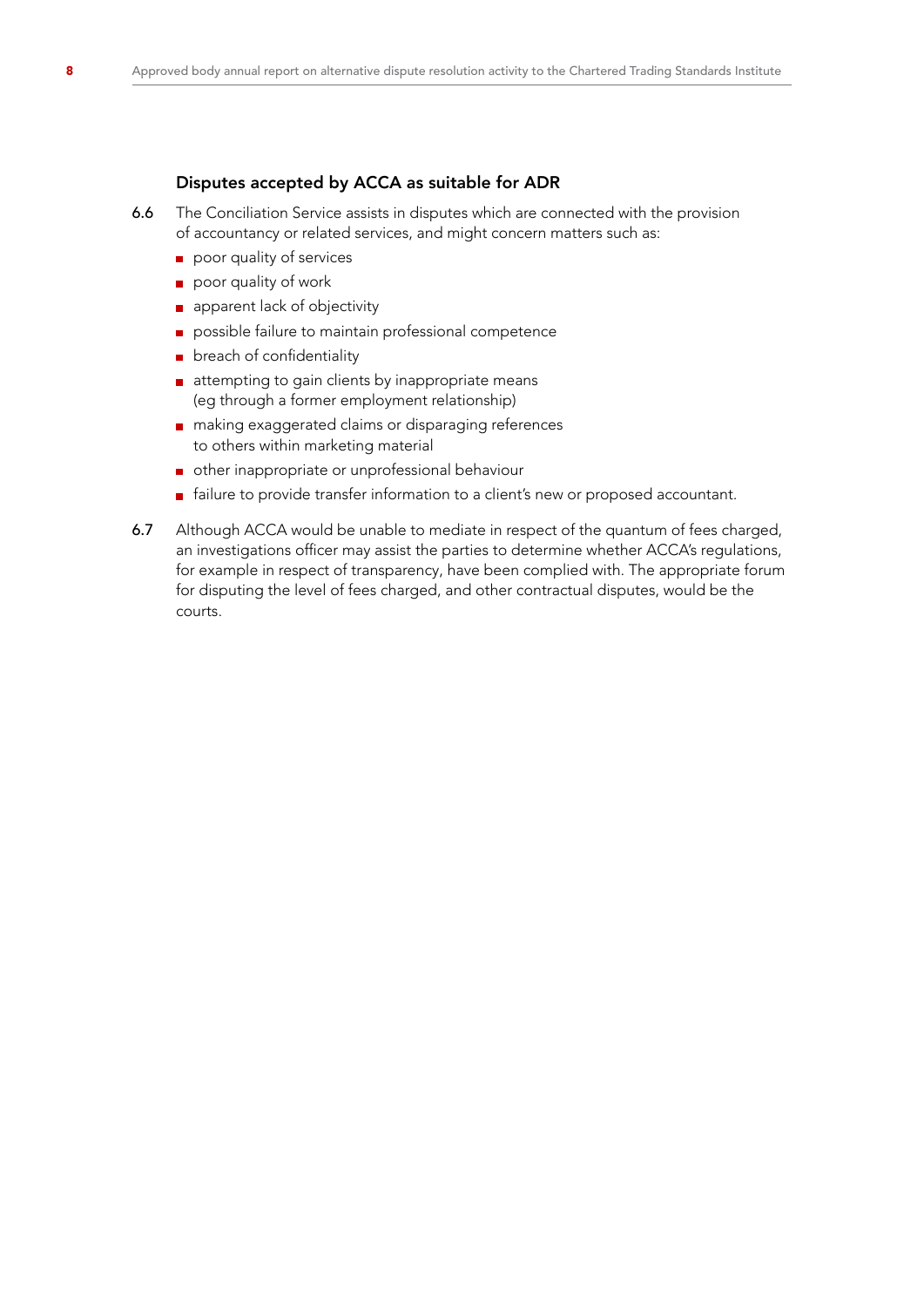### Disputes accepted by ACCA as suitable for ADR

6.6 The Conciliation Service assists in disputes which are connected with the provision of accountancy or related services, and might concern matters such as:

- poor quality of services
- poor quality of work
- apparent lack of objectivity
- possible failure to maintain professional competence
- breach of confidentiality
- attempting to gain clients by inappropriate means (eg through a former employment relationship)
- making exaggerated claims or disparaging references to others within marketing material
- other inappropriate or unprofessional behaviour
- failure to provide transfer information to a client's new or proposed accountant.

6.7 Although ACCA would be unable to mediate in respect of the quantum of fees charged, an investigations officer may assist the parties to determine whether ACCA's regulations, for example in respect of transparency, have been complied with. The appropriate forum for disputing the level of fees charged, and other contractual disputes, would be the courts.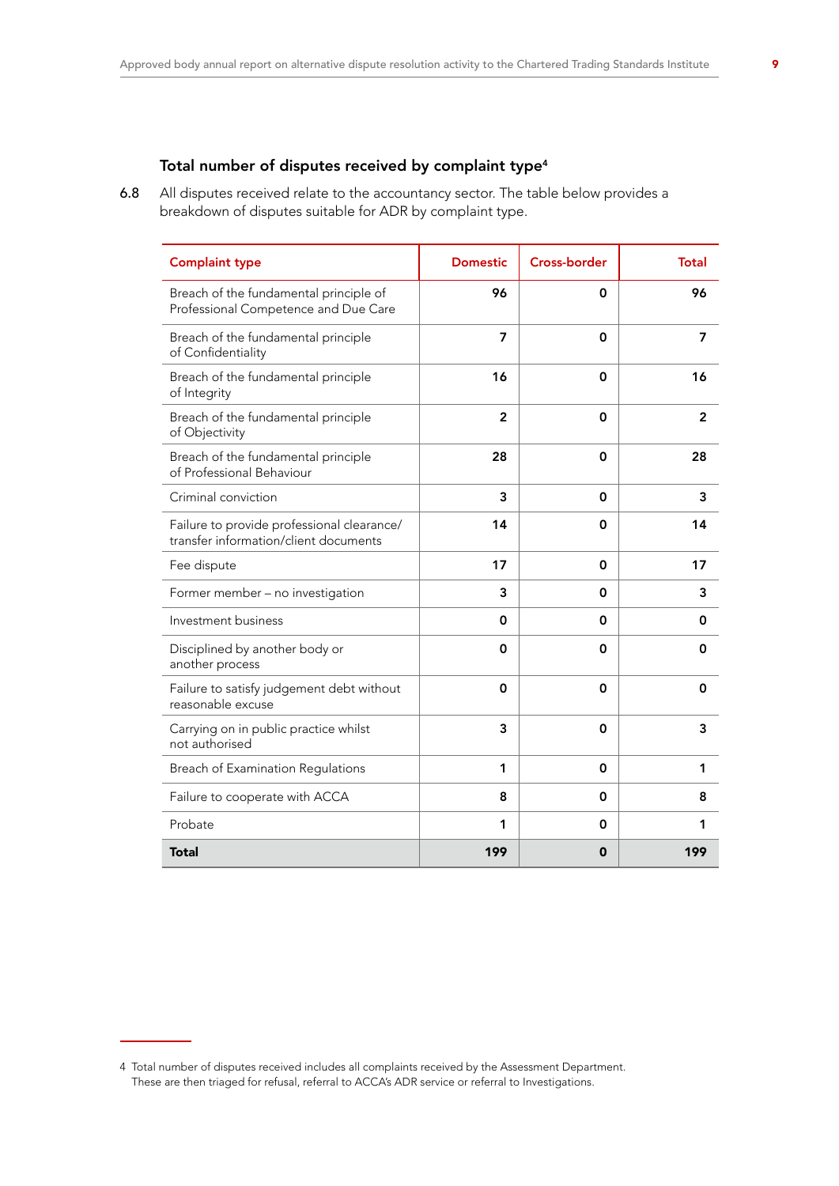### Total number of disputes received by complaint type[4]

6.8 All disputes received relate to the accountancy sector. The table below provides a breakdown of disputes suitable for ADR by complaint type.

| Complaint type | Domestic | Cross-border | Total |
|---|---|---|---|
| Breach of the fundamental principle of Professional Competence and Due Care | 96 | 0 | 96 |
| Breach of the fundamental principle of Confidentiality | 7 | 0 | 7 |
| Breach of the fundamental principle of Integrity | 16 | 0 | 16 |
| Breach of the fundamental principle of Objectivity | 2 | 0 | 2 |
| Breach of the fundamental principle of Professional Behaviour | 28 | 0 | 28 |
| Criminal conviction | 3 | 0 | 3 |
| Failure to provide professional clearance/ transfer information/client documents | 14 | 0 | 14 |
| Fee dispute | 17 | 0 | 17 |
| Former member – no investigation | 3 | 0 | 3 |
| Investment business | 0 | 0 | 0 |
| Disciplined by another body or another process | 0 | 0 | 0 |
| Failure to satisfy judgement debt without reasonable excuse | 0 | 0 | 0 |
| Carrying on in public practice whilst not authorised | 3 | 0 | 3 |
| Breach of Examination Regulations | 1 | 0 | 1 |
| Failure to cooperate with ACCA | 8 | 0 | 8 |
| Probate | 1 | 0 | 1 |
| **Total** | **199** | **0** | **199** |

4 Total number of disputes received includes all complaints received by the Assessment Department. These are then triaged for refusal, referral to ACCA's ADR service or referral to Investigations.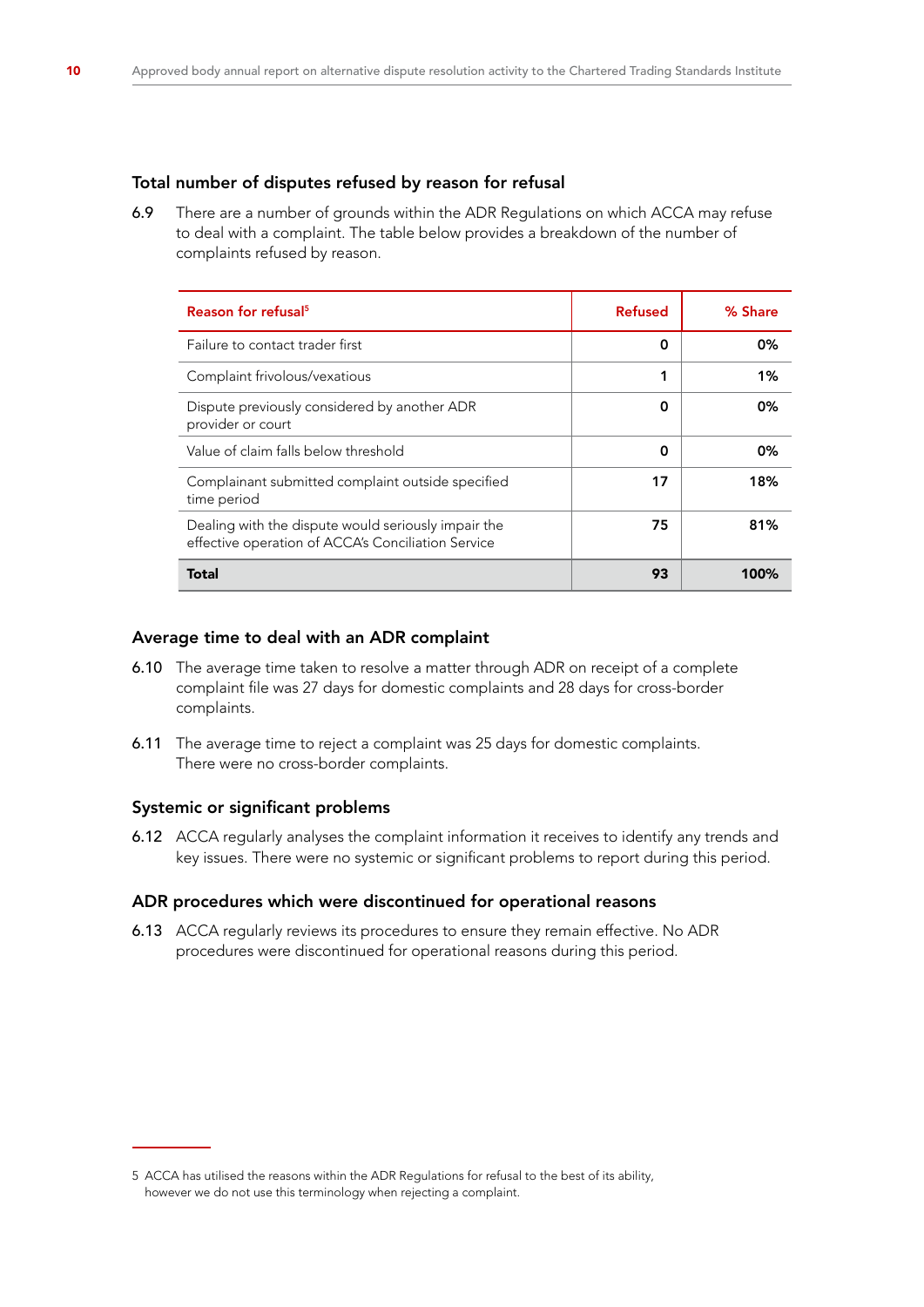### Total number of disputes refused by reason for refusal

6.9 There are a number of grounds within the ADR Regulations on which ACCA may refuse to deal with a complaint. The table below provides a breakdown of the number of complaints refused by reason.

| Reason for refusal[5] | Refused | % Share |
|---|---|---|
| Failure to contact trader first | 0 | 0% |
| Complaint frivolous/vexatious | 1 | 1% |
| Dispute previously considered by another ADR provider or court | 0 | 0% |
| Value of claim falls below threshold | 0 | 0% |
| Complainant submitted complaint outside specified time period | 17 | 18% |
| Dealing with the dispute would seriously impair the effective operation of ACCA's Conciliation Service | 75 | 81% |
| **Total** | **93** | **100%** |

### Average time to deal with an ADR complaint

6.10 The average time taken to resolve a matter through ADR on receipt of a complete complaint file was 27 days for domestic complaints and 28 days for cross-border complaints.

6.11 The average time to reject a complaint was 25 days for domestic complaints. There were no cross-border complaints.

### Systemic or significant problems

6.12 ACCA regularly analyses the complaint information it receives to identify any trends and key issues. There were no systemic or significant problems to report during this period.

### ADR procedures which were discontinued for operational reasons

6.13 ACCA regularly reviews its procedures to ensure they remain effective. No ADR procedures were discontinued for operational reasons during this period.

5 ACCA has utilised the reasons within the ADR Regulations for refusal to the best of its ability, however we do not use this terminology when rejecting a complaint.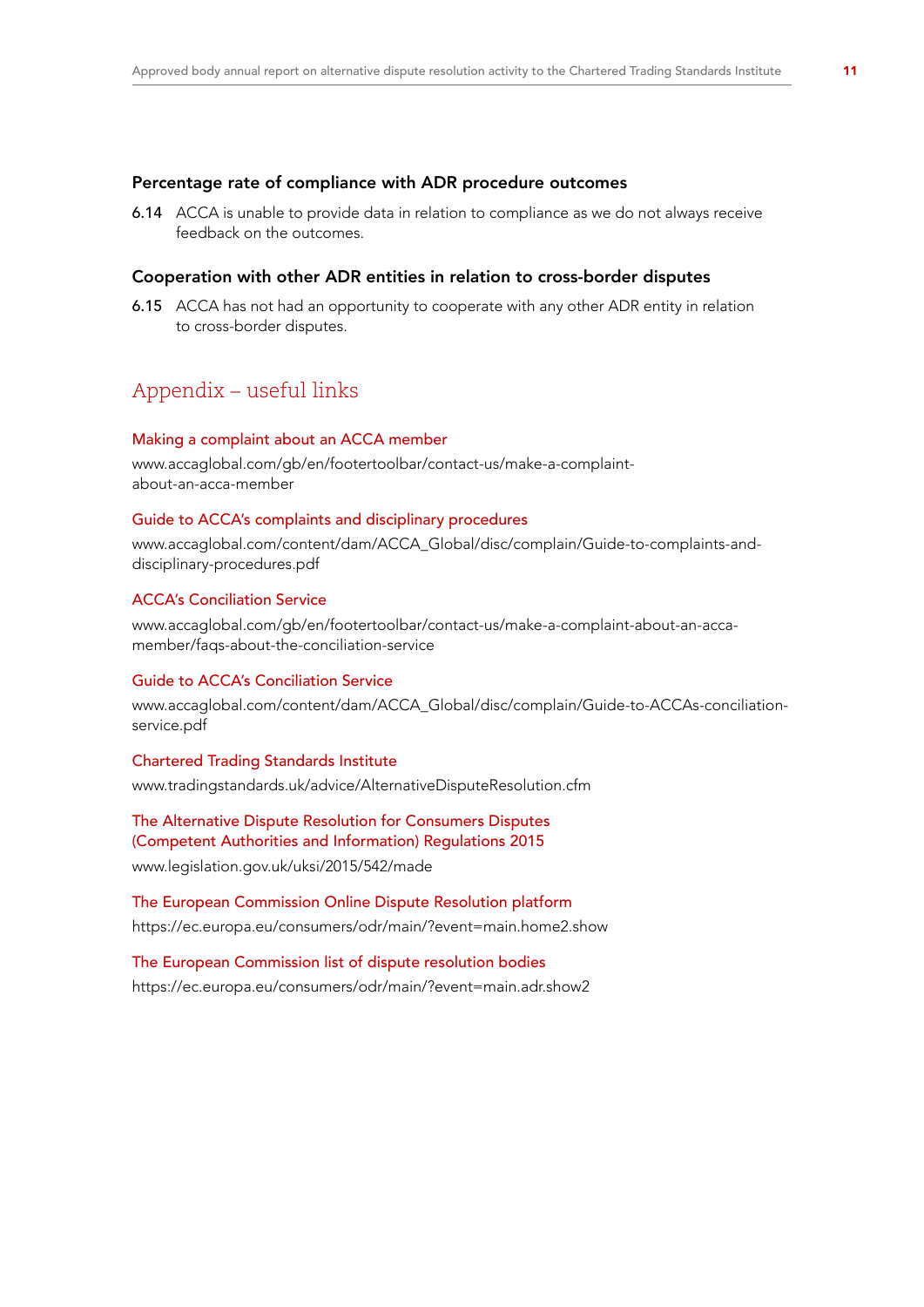### Percentage rate of compliance with ADR procedure outcomes

**6.14** ACCA is unable to provide data in relation to compliance as we do not always receive feedback on the outcomes.

### Cooperation with other ADR entities in relation to cross-border disputes

**6.15** ACCA has not had an opportunity to cooperate with any other ADR entity in relation to cross-border disputes.

## Appendix – useful links

#### Making a complaint about an ACCA member

www.accaglobal.com/gb/en/footertoolbar/contact-us/make-a-complaint-about-an-acca-member

#### Guide to ACCA's complaints and disciplinary procedures

www.accaglobal.com/content/dam/ACCA_Global/disc/complain/Guide-to-complaints-and-disciplinary-procedures.pdf

#### ACCA's Conciliation Service

www.accaglobal.com/gb/en/footertoolbar/contact-us/make-a-complaint-about-an-acca-member/faqs-about-the-conciliation-service

#### Guide to ACCA's Conciliation Service

www.accaglobal.com/content/dam/ACCA_Global/disc/complain/Guide-to-ACCAs-conciliation-service.pdf

#### Chartered Trading Standards Institute

www.tradingstandards.uk/advice/AlternativeDisputeResolution.cfm

#### The Alternative Dispute Resolution for Consumers Disputes (Competent Authorities and Information) Regulations 2015

www.legislation.gov.uk/uksi/2015/542/made

#### The European Commission Online Dispute Resolution platform

https://ec.europa.eu/consumers/odr/main/?event=main.home2.show

#### The European Commission list of dispute resolution bodies

https://ec.europa.eu/consumers/odr/main/?event=main.adr.show2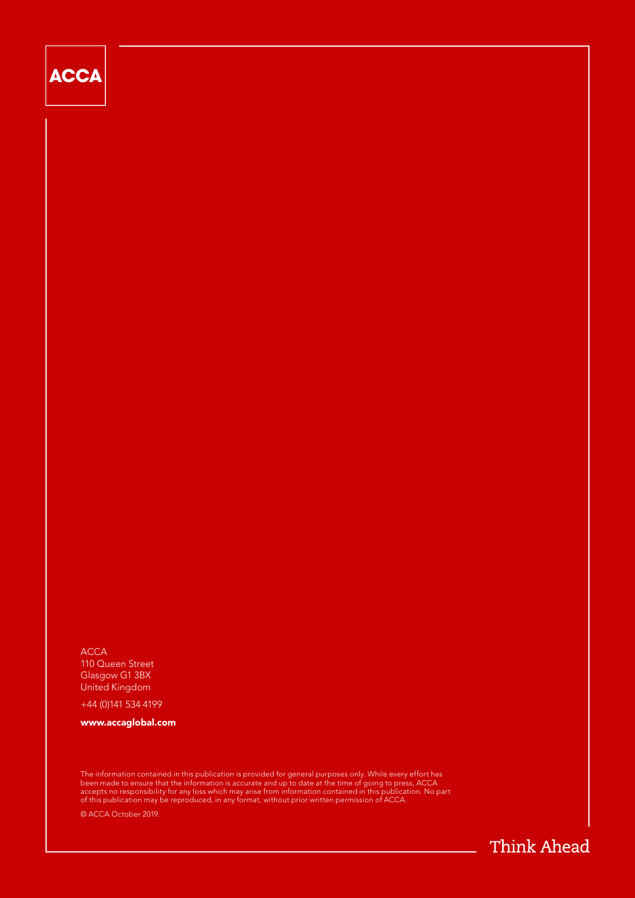ACCA

ACCA
110 Queen Street
Glasgow G1 3BX
United Kingdom

+44 (0)141 534 4199

**www.accaglobal.com**

The information contained in this publication is provided for general purposes only. While every effort has been made to ensure that the information is accurate and up to date at the time of going to press, ACCA accepts no responsibility for any loss which may arise from information contained in this publication. No part of this publication may be reproduced, in any format, without prior written permission of ACCA.

© ACCA October 2019.

Think Ahead